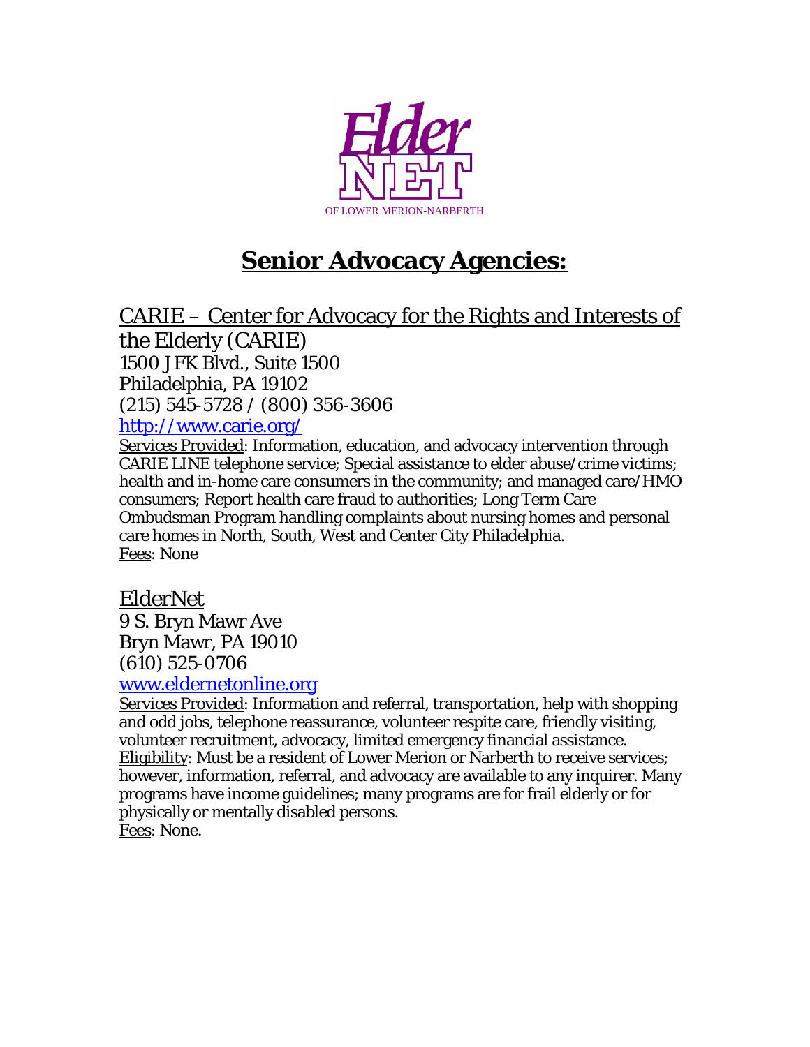ElderNET OF LOWER MERION-NARBERTH

# Senior Advocacy Agencies:

## CARIE – Center for Advocacy for the Rights and Interests of the Elderly (CARIE)

1500 JFK Blvd., Suite 1500
Philadelphia, PA 19102
(215) 545-5728 / (800) 356-3606
http://www.carie.org/

Services Provided: Information, education, and advocacy intervention through CARIE LINE telephone service; Special assistance to elder abuse/crime victims; health and in-home care consumers in the community; and managed care/HMO consumers; Report health care fraud to authorities; Long Term Care Ombudsman Program handling complaints about nursing homes and personal care homes in North, South, West and Center City Philadelphia.
Fees: None

## ElderNet

9 S. Bryn Mawr Ave
Bryn Mawr, PA 19010
(610) 525-0706
www.eldernetonline.org

Services Provided: Information and referral, transportation, help with shopping and odd jobs, telephone reassurance, volunteer respite care, friendly visiting, volunteer recruitment, advocacy, limited emergency financial assistance.
Eligibility: Must be a resident of Lower Merion or Narberth to receive services; however, information, referral, and advocacy are available to any inquirer. Many programs have income guidelines; many programs are for frail elderly or for physically or mentally disabled persons.
Fees: None.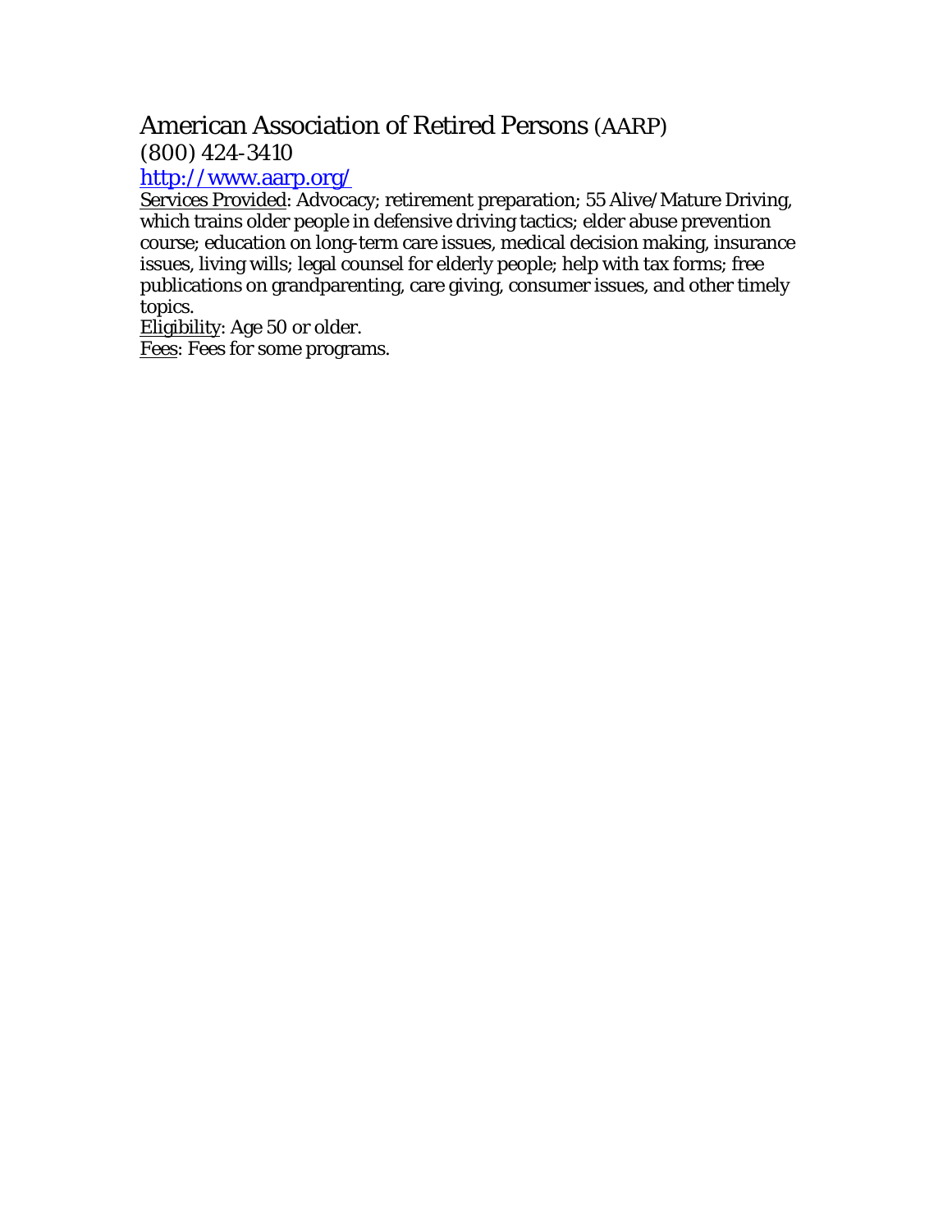## American Association of Retired Persons (AARP)

(800) 424-3410

http://www.aarp.org/

Services Provided: Advocacy; retirement preparation; 55 Alive/Mature Driving, which trains older people in defensive driving tactics; elder abuse prevention course; education on long-term care issues, medical decision making, insurance issues, living wills; legal counsel for elderly people; help with tax forms; free publications on grandparenting, care giving, consumer issues, and other timely topics.

Eligibility: Age 50 or older.

Fees: Fees for some programs.